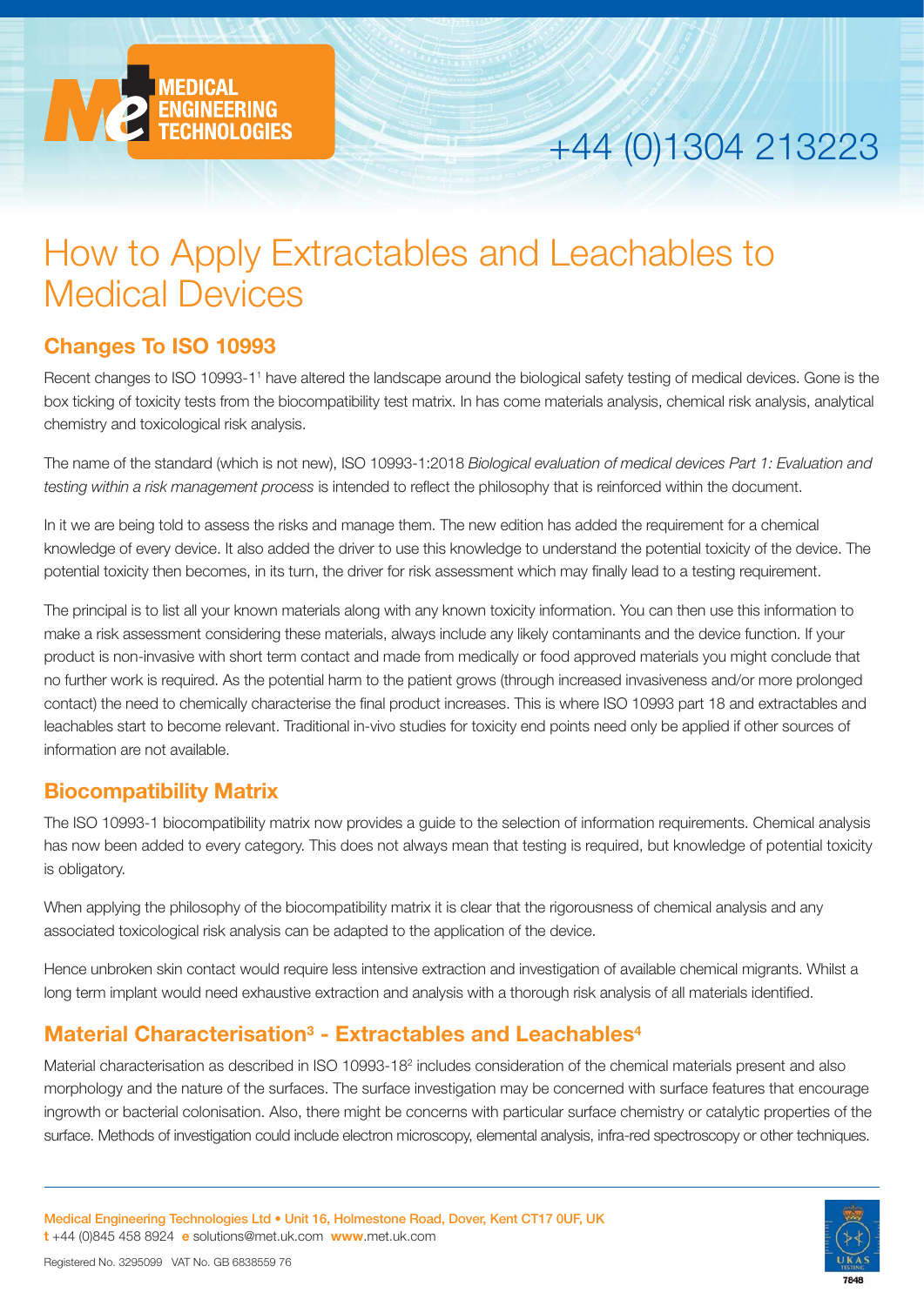# How to Apply Extractables and Leachables to Medical Devices

## Changes To ISO 10993

Recent changes to ISO 10993-1[1] have altered the landscape around the biological safety testing of medical devices. Gone is the box ticking of toxicity tests from the biocompatibility test matrix. In has come materials analysis, chemical risk analysis, analytical chemistry and toxicological risk analysis.

The name of the standard (which is not new), ISO 10993-1:2018 *Biological evaluation of medical devices Part 1: Evaluation and testing within a risk management process* is intended to reflect the philosophy that is reinforced within the document.

In it we are being told to assess the risks and manage them. The new edition has added the requirement for a chemical knowledge of every device. It also added the driver to use this knowledge to understand the potential toxicity of the device. The potential toxicity then becomes, in its turn, the driver for risk assessment which may finally lead to a testing requirement.

The principal is to list all your known materials along with any known toxicity information. You can then use this information to make a risk assessment considering these materials, always include any likely contaminants and the device function. If your product is non-invasive with short term contact and made from medically or food approved materials you might conclude that no further work is required. As the potential harm to the patient grows (through increased invasiveness and/or more prolonged contact) the need to chemically characterise the final product increases. This is where ISO 10993 part 18 and extractables and leachables start to become relevant. Traditional in-vivo studies for toxicity end points need only be applied if other sources of information are not available.

## Biocompatibility Matrix

The ISO 10993-1 biocompatibility matrix now provides a guide to the selection of information requirements. Chemical analysis has now been added to every category. This does not always mean that testing is required, but knowledge of potential toxicity is obligatory.

When applying the philosophy of the biocompatibility matrix it is clear that the rigorousness of chemical analysis and any associated toxicological risk analysis can be adapted to the application of the device.

Hence unbroken skin contact would require less intensive extraction and investigation of available chemical migrants. Whilst a long term implant would need exhaustive extraction and analysis with a thorough risk analysis of all materials identified.

## Material Characterisation[3] - Extractables and Leachables[4]

Material characterisation as described in ISO 10993-18[2] includes consideration of the chemical materials present and also morphology and the nature of the surfaces. The surface investigation may be concerned with surface features that encourage ingrowth or bacterial colonisation. Also, there might be concerns with particular surface chemistry or catalytic properties of the surface. Methods of investigation could include electron microscopy, elemental analysis, infra-red spectroscopy or other techniques.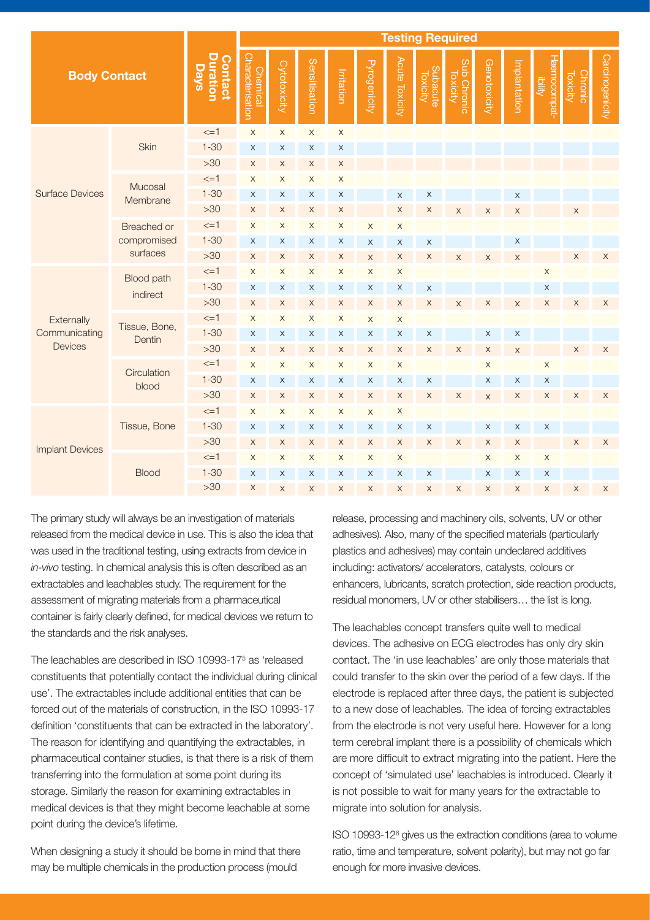| Body Contact | | Contact Duration Days | Testing Required | | | | | | | | | | | | |
|---|---|---|---|---|---|---|---|---|---|---|---|---|---|---|---|
| | | | Chemical Characterisation | Cytotoxicity | Sensitisation | Irritation | Pyrogenicity | Acute Toxicity | Subacute Toxicity | Sub Chronic Toxicity | Genotoxicity | Implantation | Haemocompatibility | Chronic Toxicity | Carcinogenicity |
| Surface Devices | Skin | <=1 | X | X | X | X | | | | | | | | | |
| | | 1-30 | X | X | X | X | | | | | | | | | |
| | | >30 | X | X | X | X | | | | | | | | | |
| | Mucosal Membrane | <=1 | X | X | X | X | | | | | | | | | |
| | | 1-30 | X | X | X | X | | X | X | | | X | | | |
| | | >30 | X | X | X | X | | X | X | X | X | X | | X | |
| | Breached or compromised surfaces | <=1 | X | X | X | X | X | X | | | | | | | |
| | | 1-30 | X | X | X | X | X | X | X | | | X | | | |
| | | >30 | X | X | X | X | X | X | X | X | X | X | | X | X |
| Externally Communicating Devices | Blood path indirect | <=1 | X | X | X | X | X | X | | | | | X | | |
| | | 1-30 | X | X | X | X | X | X | X | | | | X | | |
| | | >30 | X | X | X | X | X | X | X | X | X | X | X | X | X |
| | Tissue, Bone, Dentin | <=1 | X | X | X | X | X | X | | | | | | | |
| | | 1-30 | X | X | X | X | X | X | X | | X | X | | | |
| | | >30 | X | X | X | X | X | X | X | X | X | X | | X | X |
| | Circulation blood | <=1 | X | X | X | X | X | X | | | X | | X | | |
| | | 1-30 | X | X | X | X | X | X | X | | X | X | X | | |
| | | >30 | X | X | X | X | X | X | X | X | X | X | X | X | X |
| Implant Devices | Tissue, Bone | <=1 | X | X | X | X | X | X | | | | | | | |
| | | 1-30 | X | X | X | X | X | X | X | | X | X | X | | |
| | | >30 | X | X | X | X | X | X | X | X | X | X | | X | X |
| | Blood | <=1 | X | X | X | X | X | X | | | X | X | X | | |
| | | 1-30 | X | X | X | X | X | X | X | | X | X | X | | |
| | | >30 | X | X | X | X | X | X | X | X | X | X | X | X | X |

The primary study will always be an investigation of materials released from the medical device in use. This is also the idea that was used in the traditional testing, using extracts from device in *in-vivo* testing. In chemical analysis this is often described as an extractables and leachables study. The requirement for the assessment of migrating materials from a pharmaceutical container is fairly clearly defined, for medical devices we return to the standards and the risk analyses.

The leachables are described in ISO 10993-17[5] as 'released constituents that potentially contact the individual during clinical use'. The extractables include additional entities that can be forced out of the materials of construction, in the ISO 10993-17 definition 'constituents that can be extracted in the laboratory'. The reason for identifying and quantifying the extractables, in pharmaceutical container studies, is that there is a risk of them transferring into the formulation at some point during its storage. Similarly the reason for examining extractables in medical devices is that they might become leachable at some point during the device's lifetime.

When designing a study it should be borne in mind that there may be multiple chemicals in the production process (mould release, processing and machinery oils, solvents, UV or other adhesives). Also, many of the specified materials (particularly plastics and adhesives) may contain undeclared additives including: activators/ accelerators, catalysts, colours or enhancers, lubricants, scratch protection, side reaction products, residual monomers, UV or other stabilisers… the list is long.

The leachables concept transfers quite well to medical devices. The adhesive on ECG electrodes has only dry skin contact. The 'in use leachables' are only those materials that could transfer to the skin over the period of a few days. If the electrode is replaced after three days, the patient is subjected to a new dose of leachables. The idea of forcing extractables from the electrode is not very useful here. However for a long term cerebral implant there is a possibility of chemicals which are more difficult to extract migrating into the patient. Here the concept of 'simulated use' leachables is introduced. Clearly it is not possible to wait for many years for the extractable to migrate into solution for analysis.

ISO 10993-12[6] gives us the extraction conditions (area to volume ratio, time and temperature, solvent polarity), but may not go far enough for more invasive devices.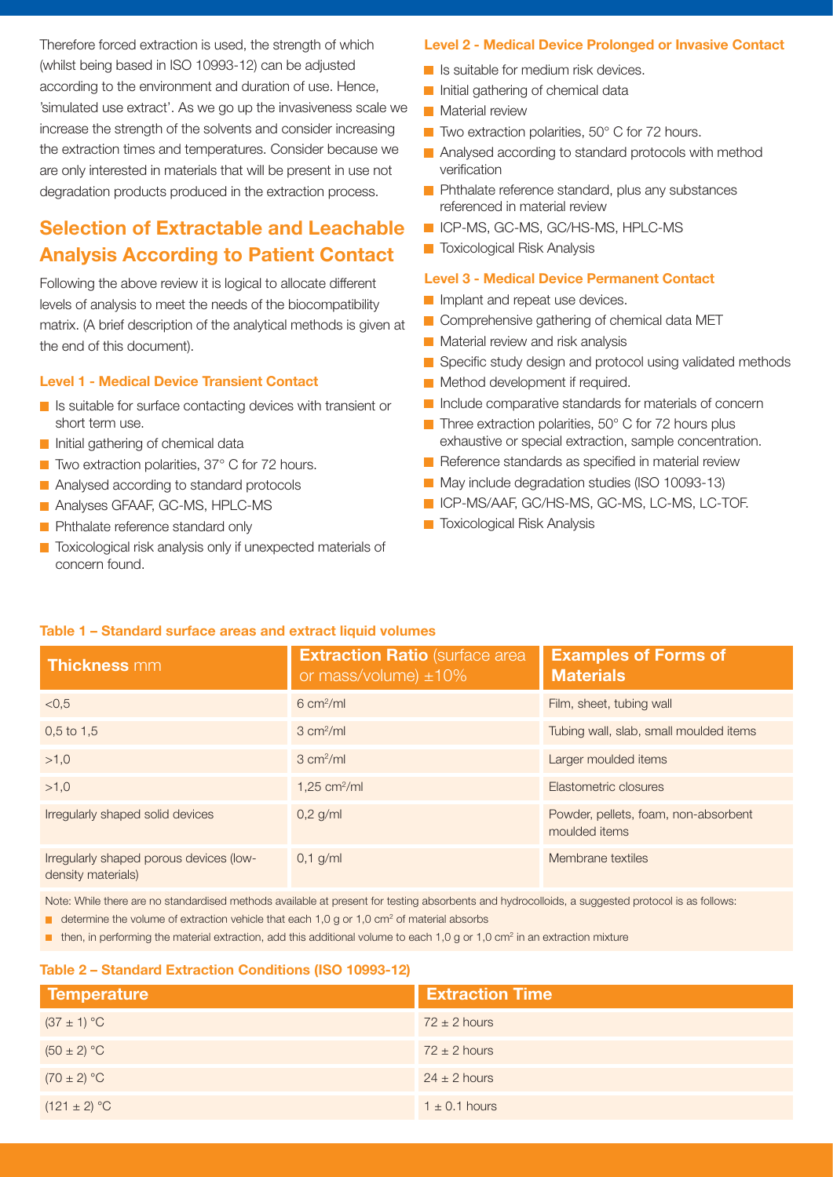Therefore forced extraction is used, the strength of which (whilst being based in ISO 10993-12) can be adjusted according to the environment and duration of use. Hence, 'simulated use extract'. As we go up the invasiveness scale we increase the strength of the solvents and consider increasing the extraction times and temperatures. Consider because we are only interested in materials that will be present in use not degradation products produced in the extraction process.

## Selection of Extractable and Leachable Analysis According to Patient Contact

Following the above review it is logical to allocate different levels of analysis to meet the needs of the biocompatibility matrix. (A brief description of the analytical methods is given at the end of this document).

### Level 1 - Medical Device Transient Contact

- Is suitable for surface contacting devices with transient or short term use.
- Initial gathering of chemical data
- Two extraction polarities, 37° C for 72 hours.
- Analysed according to standard protocols
- Analyses GFAAF, GC-MS, HPLC-MS
- Phthalate reference standard only
- Toxicological risk analysis only if unexpected materials of concern found.

### Level 2 - Medical Device Prolonged or Invasive Contact

- Is suitable for medium risk devices.
- Initial gathering of chemical data
- Material review
- Two extraction polarities, 50° C for 72 hours.
- Analysed according to standard protocols with method verification
- Phthalate reference standard, plus any substances referenced in material review
- ICP-MS, GC-MS, GC/HS-MS, HPLC-MS
- Toxicological Risk Analysis

### Level 3 - Medical Device Permanent Contact

- Implant and repeat use devices.
- Comprehensive gathering of chemical data MET
- Material review and risk analysis
- Specific study design and protocol using validated methods
- Method development if required.
- Include comparative standards for materials of concern
- Three extraction polarities, 50° C for 72 hours plus exhaustive or special extraction, sample concentration.
- Reference standards as specified in material review
- May include degradation studies (ISO 10093-13)
- ICP-MS/AAF, GC/HS-MS, GC-MS, LC-MS, LC-TOF.
- Toxicological Risk Analysis

**Table 1 – Standard surface areas and extract liquid volumes**

| **Thickness** mm | **Extraction Ratio** (surface area or mass/volume) ±10% | **Examples of Forms of Materials** |
|---|---|---|
| <0,5 | 6 $cm^2$/ml | Film, sheet, tubing wall |
| 0,5 to 1,5 | 3 $cm^2$/ml | Tubing wall, slab, small moulded items |
| >1,0 | 3 $cm^2$/ml | Larger moulded items |
| >1,0 | 1,25 $cm^2$/ml | Elastometric closures |
| Irregularly shaped solid devices | 0,2 g/ml | Powder, pellets, foam, non-absorbent moulded items |
| Irregularly shaped porous devices (low-density materials) | 0,1 g/ml | Membrane textiles |

Note: While there are no standardised methods available at present for testing absorbents and hydrocolloids, a suggested protocol is as follows:

- determine the volume of extraction vehicle that each 1,0 g or 1,0 $cm^2$ of material absorbs
- then, in performing the material extraction, add this additional volume to each 1,0 g or 1,0 $cm^2$ in an extraction mixture

**Table 2 – Standard Extraction Conditions (ISO 10993-12)**

| Temperature | Extraction Time |
|---|---|
| (37 ± 1) °C | 72 ± 2 hours |
| (50 ± 2) °C | 72 ± 2 hours |
| (70 ± 2) °C | 24 ± 2 hours |
| (121 ± 2) °C | 1 ± 0.1 hours |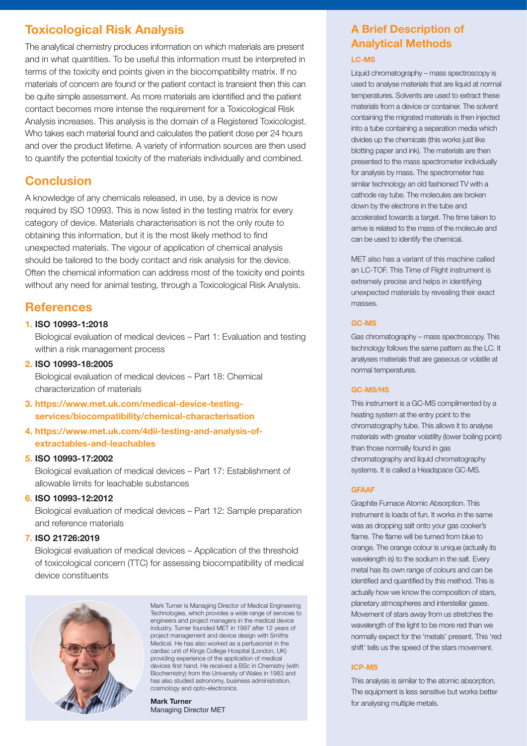## Toxicological Risk Analysis

The analytical chemistry produces information on which materials are present and in what quantities. To be useful this information must be interpreted in terms of the toxicity end points given in the biocompatibility matrix. If no materials of concern are found or the patient contact is transient then this can be quite simple assessment. As more materials are identified and the patient contact becomes more intense the requirement for a Toxicological Risk Analysis increases. This analysis is the domain of a Registered Toxicologist. Who takes each material found and calculates the patient dose per 24 hours and over the product lifetime. A variety of information sources are then used to quantify the potential toxicity of the materials individually and combined.

## Conclusion

A knowledge of any chemicals released, in use, by a device is now required by ISO 10993. This is now listed in the testing matrix for every category of device. Materials characterisation is not the only route to obtaining this information, but it is the most likely method to find unexpected materials. The vigour of application of chemical analysis should be tailored to the body contact and risk analysis for the device. Often the chemical information can address most of the toxicity end points without any need for animal testing, through a Toxicological Risk Analysis.

## References

1. **ISO 10993-1:2018**
   Biological evaluation of medical devices – Part 1: Evaluation and testing within a risk management process
2. **ISO 10993-18:2005**
   Biological evaluation of medical devices – Part 18: Chemical characterization of materials
3. **https://www.met.uk.com/medical-device-testing-services/biocompatibility/chemical-characterisation**
4. **https://www.met.uk.com/4dii-testing-and-analysis-of-extractables-and-leachables**
5. **ISO 10993-17:2002**
   Biological evaluation of medical devices – Part 17: Establishment of allowable limits for leachable substances
6. **ISO 10993-12:2012**
   Biological evaluation of medical devices – Part 12: Sample preparation and reference materials
7. **ISO 21726:2019**
   Biological evaluation of medical devices – Application of the threshold of toxicological concern (TTC) for assessing biocompatibility of medical device constituents

Mark Turner is Managing Director of Medical Engineering Technologies, which provides a wide range of services to engineers and project managers in the medical device industry. Turner founded MET in 1997 after 12 years of project management and device design with Smiths Medical. He has also worked as a perfusionist in the cardiac unit of Kings College Hospital (London, UK) providing experience of the application of medical devices first hand. He received a BSc in Chemistry (with Biochemistry) from the University of Wales in 1983 and has also studied astronomy, business administration, cosmology and opto-electronics.

**Mark Turner**
Managing Director MET

## A Brief Description of Analytical Methods

### LC-MS

Liquid chromatography – mass spectroscopy is used to analyse materials that are liquid at normal temperatures. Solvents are used to extract these materials from a device or container. The solvent containing the migrated materials is then injected into a tube containing a separation media which divides up the chemicals (this works just like blotting paper and ink). The materials are then presented to the mass spectrometer individually for analysis by mass. The spectrometer has similar technology an old fashioned TV with a cathode ray tube. The molecules are broken down by the electrons in the tube and accelerated towards a target. The time taken to arrive is related to the mass of the molecule and can be used to identify the chemical.

MET also has a variant of this machine called an LC-TOF. This Time of Flight instrument is extremely precise and helps in identifying unexpected materials by revealing their exact masses.

### GC-MS

Gas chromatography – mass spectroscopy. This technology follows the same pattern as the LC. It analyses materials that are gaseous or volatile at normal temperatures.

### GC-MS/HS

This instrument is a GC-MS complimented by a heating system at the entry point to the chromatography tube. This allows it to analyse materials with greater volatility (lower boiling point) than those normally found in gas chromatography and liquid chromatography systems. It is called a Headspace GC-MS.

### GFAAF

Graphite Furnace Atomic Absorption. This instrument is loads of fun. It works in the same was as dropping salt onto your gas cooker's flame. The flame will be turned from blue to orange. The orange colour is unique (actually its wavelength is) to the sodium in the salt. Every metal has its own range of colours and can be identified and quantified by this method. This is actually how we know the composition of stars, planetary atmospheres and interstellar gases. Movement of stars away from us stretches the wavelength of the light to be more red than we normally expect for the 'metals' present. This 'red shift' tells us the speed of the stars movement.

### ICP-MS

This analysis is similar to the atomic absorption. The equipment is less sensitive but works better for analysing multiple metals.